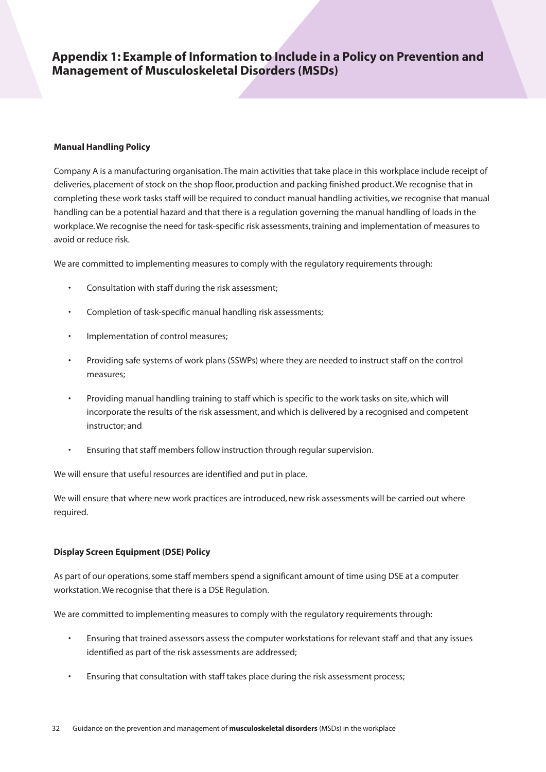# Appendix 1: Example of Information to Include in a Policy on Prevention and Management of Musculoskeletal Disorders (MSDs)

**Manual Handling Policy**

Company A is a manufacturing organisation. The main activities that take place in this workplace include receipt of deliveries, placement of stock on the shop floor, production and packing finished product. We recognise that in completing these work tasks staff will be required to conduct manual handling activities, we recognise that manual handling can be a potential hazard and that there is a regulation governing the manual handling of loads in the workplace. We recognise the need for task-specific risk assessments, training and implementation of measures to avoid or reduce risk.

We are committed to implementing measures to comply with the regulatory requirements through:

- Consultation with staff during the risk assessment;
- Completion of task-specific manual handling risk assessments;
- Implementation of control measures;
- Providing safe systems of work plans (SSWPs) where they are needed to instruct staff on the control measures;
- Providing manual handling training to staff which is specific to the work tasks on site, which will incorporate the results of the risk assessment, and which is delivered by a recognised and competent instructor; and
- Ensuring that staff members follow instruction through regular supervision.

We will ensure that useful resources are identified and put in place.

We will ensure that where new work practices are introduced, new risk assessments will be carried out where required.

**Display Screen Equipment (DSE) Policy**

As part of our operations, some staff members spend a significant amount of time using DSE at a computer workstation. We recognise that there is a DSE Regulation.

We are committed to implementing measures to comply with the regulatory requirements through:

- Ensuring that trained assessors assess the computer workstations for relevant staff and that any issues identified as part of the risk assessments are addressed;
- Ensuring that consultation with staff takes place during the risk assessment process;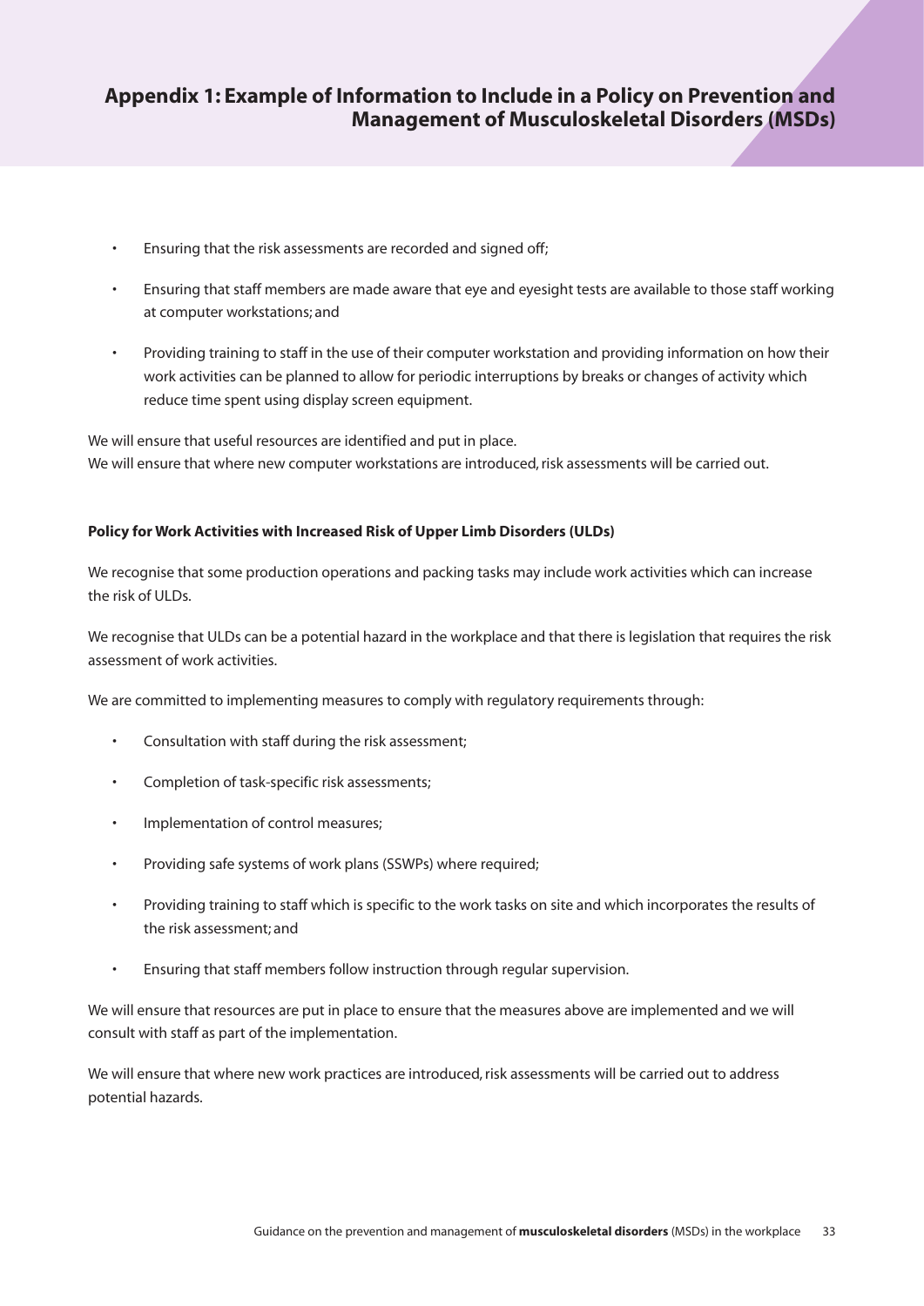## Appendix 1: Example of Information to Include in a Policy on Prevention and Management of Musculoskeletal Disorders (MSDs)

- Ensuring that the risk assessments are recorded and signed off;
- Ensuring that staff members are made aware that eye and eyesight tests are available to those staff working at computer workstations; and
- Providing training to staff in the use of their computer workstation and providing information on how their work activities can be planned to allow for periodic interruptions by breaks or changes of activity which reduce time spent using display screen equipment.

We will ensure that useful resources are identified and put in place.
We will ensure that where new computer workstations are introduced, risk assessments will be carried out.

**Policy for Work Activities with Increased Risk of Upper Limb Disorders (ULDs)**

We recognise that some production operations and packing tasks may include work activities which can increase the risk of ULDs.

We recognise that ULDs can be a potential hazard in the workplace and that there is legislation that requires the risk assessment of work activities.

We are committed to implementing measures to comply with regulatory requirements through:

- Consultation with staff during the risk assessment;
- Completion of task-specific risk assessments;
- Implementation of control measures;
- Providing safe systems of work plans (SSWPs) where required;
- Providing training to staff which is specific to the work tasks on site and which incorporates the results of the risk assessment; and
- Ensuring that staff members follow instruction through regular supervision.

We will ensure that resources are put in place to ensure that the measures above are implemented and we will consult with staff as part of the implementation.

We will ensure that where new work practices are introduced, risk assessments will be carried out to address potential hazards.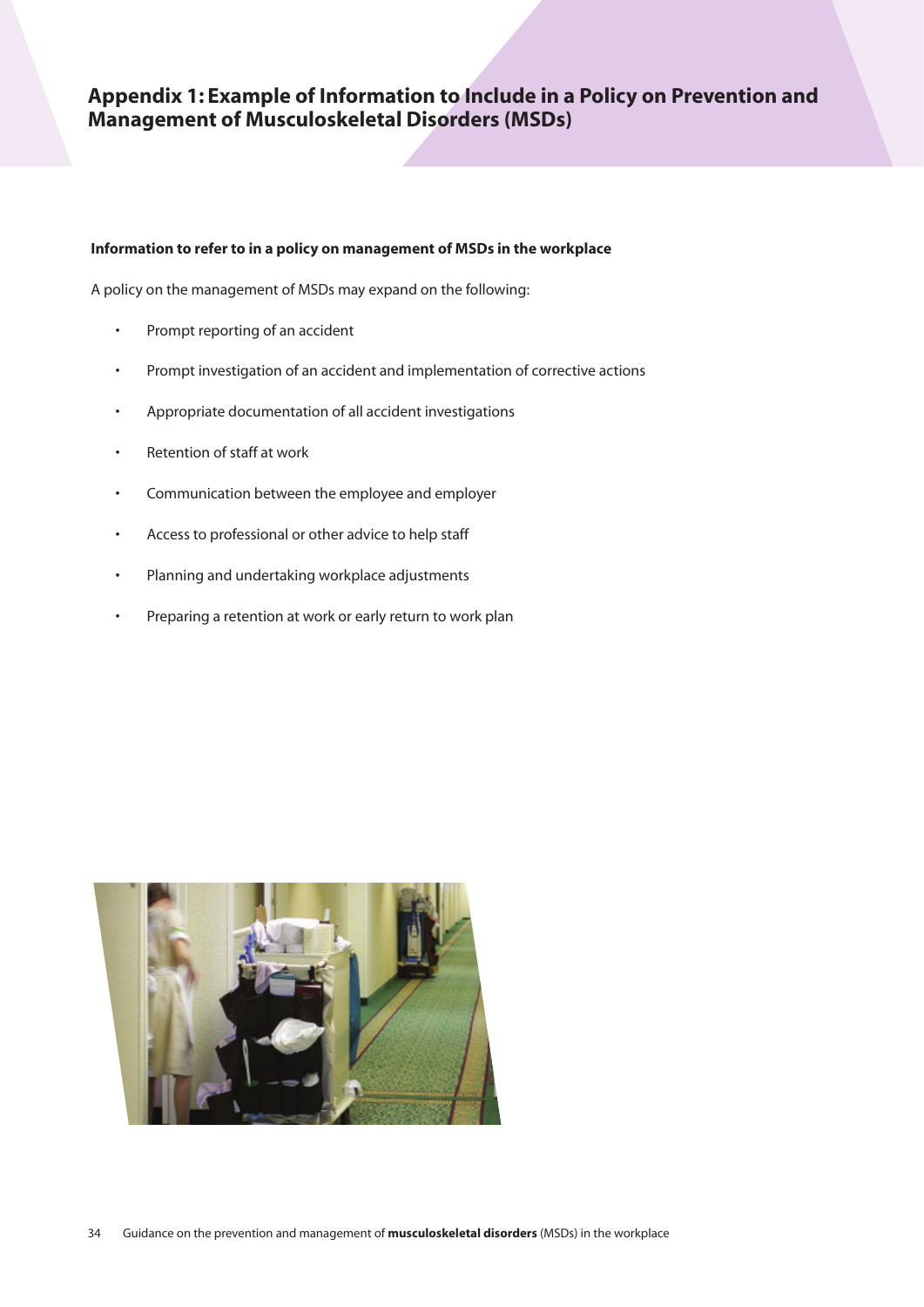# Appendix 1: Example of Information to Include in a Policy on Prevention and Management of Musculoskeletal Disorders (MSDs)

**Information to refer to in a policy on management of MSDs in the workplace**

A policy on the management of MSDs may expand on the following:

- Prompt reporting of an accident
- Prompt investigation of an accident and implementation of corrective actions
- Appropriate documentation of all accident investigations
- Retention of staff at work
- Communication between the employee and employer
- Access to professional or other advice to help staff
- Planning and undertaking workplace adjustments
- Preparing a retention at work or early return to work plan